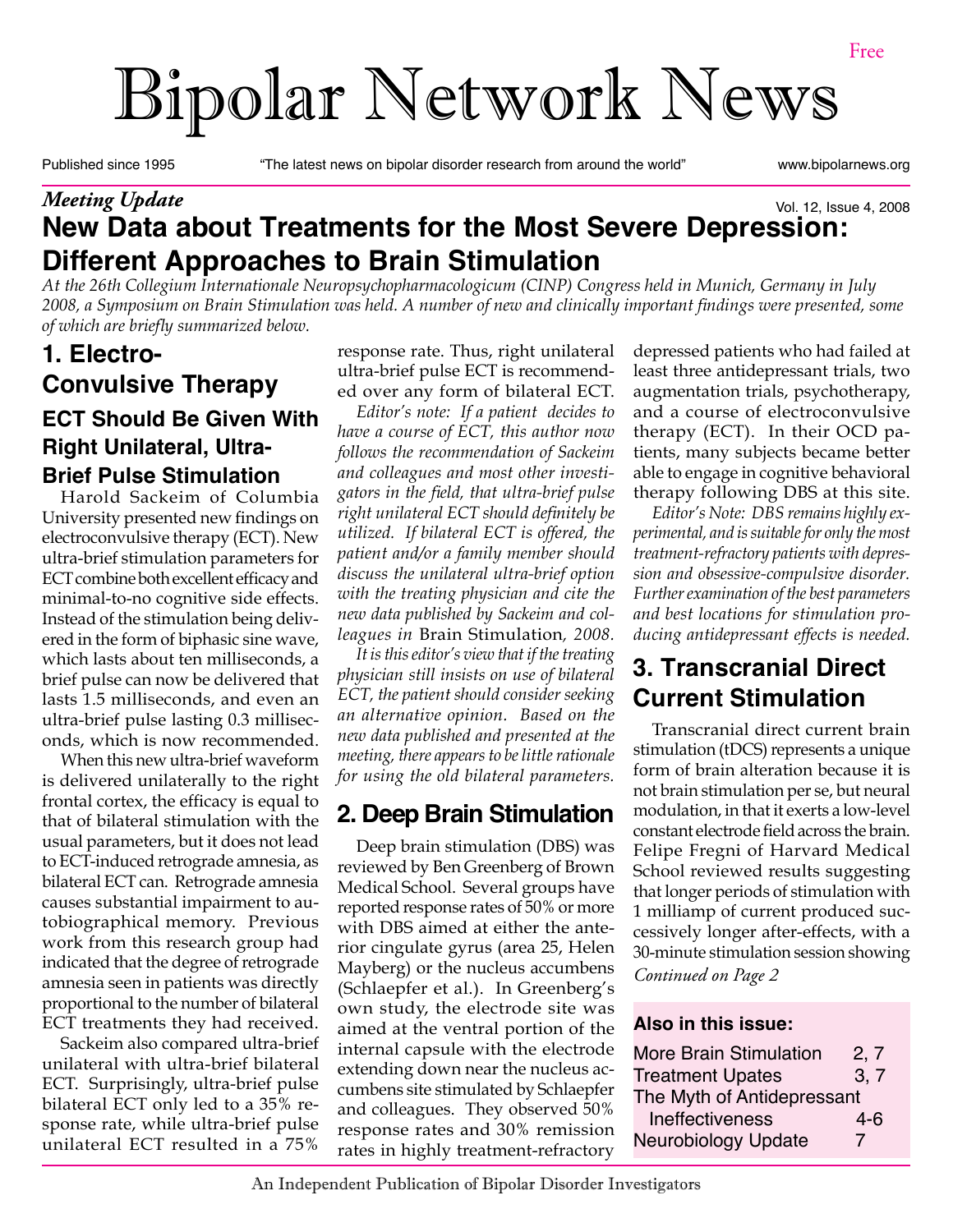Free

# Bipolar Network News

Published since 1995 "The latest news on bipolar disorder research from around the world" www.bipolarnews.org

*Meeting Update*

Vol. 12, Issue 4, 2008

## New Data about Treatments for the Most Severe Depression: Different Approaches to Brain Stimulation

*At the 26th Collegium Internationale Neuropsychopharmacologicum (CINP) Congress held in Munich, Germany in July 2008, a Symposium on Brain Stimulation was held. A number of new and clinically important findings were presented, some of which are briefly summarized below.*

## 1. Electro-Convulsive Therapy

### ECT Should Be Given With Right Unilateral, Ultra-Brief Pulse Stimulation

Harold Sackeim of Columbia University presented new findings on electroconvulsive therapy (ECT). New ultra-brief stimulation parameters for ECT combine both excellent efficacy and minimal-to-no cognitive side effects. Instead of the stimulation being delivered in the form of biphasic sine wave, which lasts about ten milliseconds, a brief pulse can now be delivered that lasts 1.5 milliseconds, and even an ultra-brief pulse lasting 0.3 milliseconds, which is now recommended.

When this new ultra-brief waveform is delivered unilaterally to the right frontal cortex, the efficacy is equal to that of bilateral stimulation with the usual parameters, but it does not lead to ECT-induced retrograde amnesia, as bilateral ECT can. Retrograde amnesia causes substantial impairment to autobiographical memory. Previous work from this research group had indicated that the degree of retrograde amnesia seen in patients was directly proportional to the number of bilateral ECT treatments they had received.

Sackeim also compared ultra-brief unilateral with ultra-brief bilateral ECT. Surprisingly, ultra-brief pulse bilateral ECT only led to a 35% response rate, while ultra-brief pulse unilateral ECT resulted in a 75% response rate. Thus, right unilateral ultra-brief pulse ECT is recommended over any form of bilateral ECT.

*Editor's note: If a patient decides to have a course of ECT, this author now follows the recommendation of Sackeim and colleagues and most other investigators in the field, that ultra-brief pulse right unilateral ECT should definitely be utilized. If bilateral ECT is offered, the patient and/or a family member should discuss the unilateral ultra-brief option with the treating physician and cite the new data published by Sackeim and colleagues in* Brain Stimulation*, 2008.*

*It is this editor's view that if the treating physician still insists on use of bilateral ECT, the patient should consider seeking an alternative opinion. Based on the new data published and presented at the meeting, there appears to be little rationale for using the old bilateral parameters.*

## 2. Deep Brain Stimulation

Deep brain stimulation (DBS) was reviewed by Ben Greenberg of Brown Medical School. Several groups have reported response rates of 50% or more with DBS aimed at either the anterior cingulate gyrus (area 25, Helen Mayberg) or the nucleus accumbens (Schlaepfer et al.). In Greenberg's own study, the electrode site was aimed at the ventral portion of the internal capsule with the electrode extending down near the nucleus accumbens site stimulated by Schlaepfer and colleagues. They observed 50% response rates and 30% remission rates in highly treatment-refractory depressed patients who had failed at least three antidepressant trials, two augmentation trials, psychotherapy, and a course of electroconvulsive therapy (ECT). In their OCD patients, many subjects became better able to engage in cognitive behavioral therapy following DBS at this site.

*Editor's Note: DBS remains highly experimental, and is suitable for only the most treatment-refractory patients with depression and obsessive-compulsive disorder. Further examination of the best parameters and best locations for stimulation producing antidepressant effects is needed.*

## 3. Transcranial Direct Current Stimulation

Transcranial direct current brain stimulation (tDCS) represents a unique form of brain alteration because it is not brain stimulation per se, but neural modulation, in that it exerts a low-level constant electrode field across the brain. Felipe Fregni of Harvard Medical School reviewed results suggesting that longer periods of stimulation with 1 milliamp of current produced successively longer after-effects, with a 30-minute stimulation session showing

*Continued on Page 2*

**Also in this issue:**

| | |
|---|---|
| More Brain Stimulation | 2, 7 |
| Treatment Upates | 3, 7 |
| The Myth of Antidepressant Ineffectiveness | 4-6 |
| Neurobiology Update | 7 |

An Independent Publication of Bipolar Disorder Investigators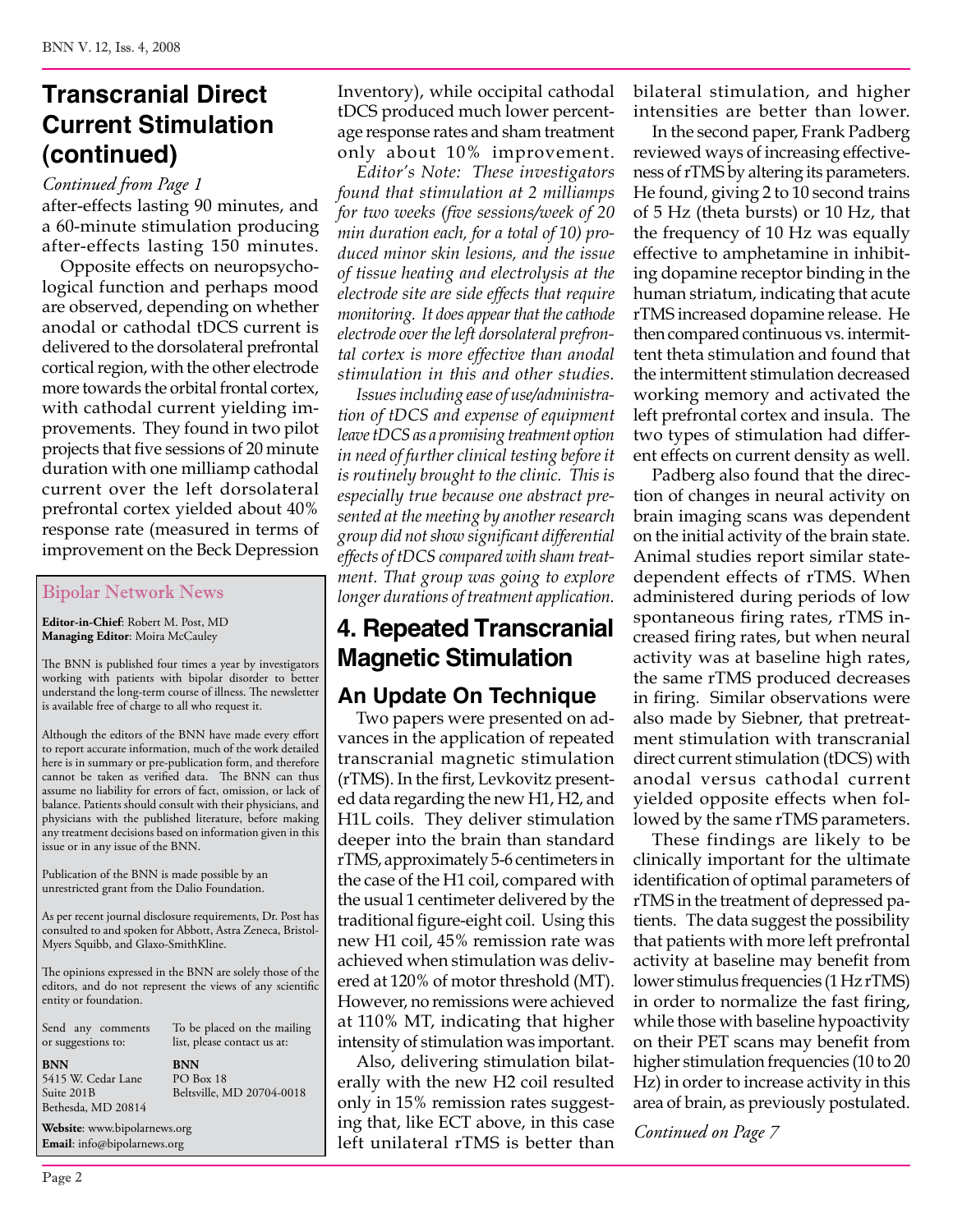# Transcranial Direct Current Stimulation (continued)

*Continued from Page 1*

after-effects lasting 90 minutes, and a 60-minute stimulation producing after-effects lasting 150 minutes.

Opposite effects on neuropsychological function and perhaps mood are observed, depending on whether anodal or cathodal tDCS current is delivered to the dorsolateral prefrontal cortical region, with the other electrode more towards the orbital frontal cortex, with cathodal current yielding improvements. They found in two pilot projects that five sessions of 20 minute duration with one milliamp cathodal current over the left dorsolateral prefrontal cortex yielded about 40% response rate (measured in terms of improvement on the Beck Depression Inventory), while occipital cathodal tDCS produced much lower percentage response rates and sham treatment only about 10% improvement.

*Editor's Note: These investigators found that stimulation at 2 milliamps for two weeks (five sessions/week of 20 min duration each, for a total of 10) produced minor skin lesions, and the issue of tissue heating and electrolysis at the electrode site are side effects that require monitoring. It does appear that the cathode electrode over the left dorsolateral prefrontal cortex is more effective than anodal stimulation in this and other studies.*

*Issues including ease of use/administration of tDCS and expense of equipment leave tDCS as a promising treatment option in need of further clinical testing before it is routinely brought to the clinic. This is especially true because one abstract presented at the meeting by another research group did not show significant differential effects of tDCS compared with sham treatment. That group was going to explore longer durations of treatment application.*

# 4. Repeated Transcranial Magnetic Stimulation

## An Update On Technique

Two papers were presented on advances in the application of repeated transcranial magnetic stimulation (rTMS). In the first, Levkovitz presented data regarding the new H1, H2, and H1L coils. They deliver stimulation deeper into the brain than standard rTMS, approximately 5-6 centimeters in the case of the H1 coil, compared with the usual 1 centimeter delivered by the traditional figure-eight coil. Using this new H1 coil, 45% remission rate was achieved when stimulation was delivered at 120% of motor threshold (MT). However, no remissions were achieved at 110% MT, indicating that higher intensity of stimulation was important.

Also, delivering stimulation bilaterally with the new H2 coil resulted only in 15% remission rates suggesting that, like ECT above, in this case left unilateral rTMS is better than bilateral stimulation, and higher intensities are better than lower.

In the second paper, Frank Padberg reviewed ways of increasing effectiveness of rTMS by altering its parameters. He found, giving 2 to 10 second trains of 5 Hz (theta bursts) or 10 Hz, that the frequency of 10 Hz was equally effective to amphetamine in inhibiting dopamine receptor binding in the human striatum, indicating that acute rTMS increased dopamine release. He then compared continuous vs. intermittent theta stimulation and found that the intermittent stimulation decreased working memory and activated the left prefrontal cortex and insula. The two types of stimulation had different effects on current density as well.

Padberg also found that the direction of changes in neural activity on brain imaging scans was dependent on the initial activity of the brain state. Animal studies report similar state-dependent effects of rTMS. When administered during periods of low spontaneous firing rates, rTMS increased firing rates, but when neural activity was at baseline high rates, the same rTMS produced decreases in firing. Similar observations were also made by Siebner, that pretreatment stimulation with transcranial direct current stimulation (tDCS) with anodal versus cathodal current yielded opposite effects when followed by the same rTMS parameters.

These findings are likely to be clinically important for the ultimate identification of optimal parameters of rTMS in the treatment of depressed patients. The data suggest the possibility that patients with more left prefrontal activity at baseline may benefit from lower stimulus frequencies (1 Hz rTMS) in order to normalize the fast firing, while those with baseline hypoactivity on their PET scans may benefit from higher stimulation frequencies (10 to 20 Hz) in order to increase activity in this area of brain, as previously postulated.

*Continued on Page 7*

---

**Bipolar Network News**

**Editor-in-Chief**: Robert M. Post, MD
**Managing Editor**: Moira McCauley

The BNN is published four times a year by investigators working with patients with bipolar disorder to better understand the long-term course of illness. The newsletter is available free of charge to all who request it.

Although the editors of the BNN have made every effort to report accurate information, much of the work detailed here is in summary or pre-publication form, and therefore cannot be taken as verified data. The BNN can thus assume no liability for errors of fact, omission, or lack of balance. Patients should consult with their physicians, and physicians with the published literature, before making any treatment decisions based on information given in this issue or in any issue of the BNN.

Publication of the BNN is made possible by an unrestricted grant from the Dalio Foundation.

As per recent journal disclosure requirements, Dr. Post has consulted to and spoken for Abbott, Astra Zeneca, Bristol-Myers Squibb, and Glaxo-SmithKline.

The opinions expressed in the BNN are solely those of the editors, and do not represent the views of any scientific entity or foundation.

Send any comments or suggestions to:

**BNN**
5415 W. Cedar Lane
Suite 201B
Bethesda, MD 20814

To be placed on the mailing list, please contact us at:

**BNN**
PO Box 18
Beltsville, MD 20704-0018

**Website**: www.bipolarnews.org
**Email**: info@bipolarnews.org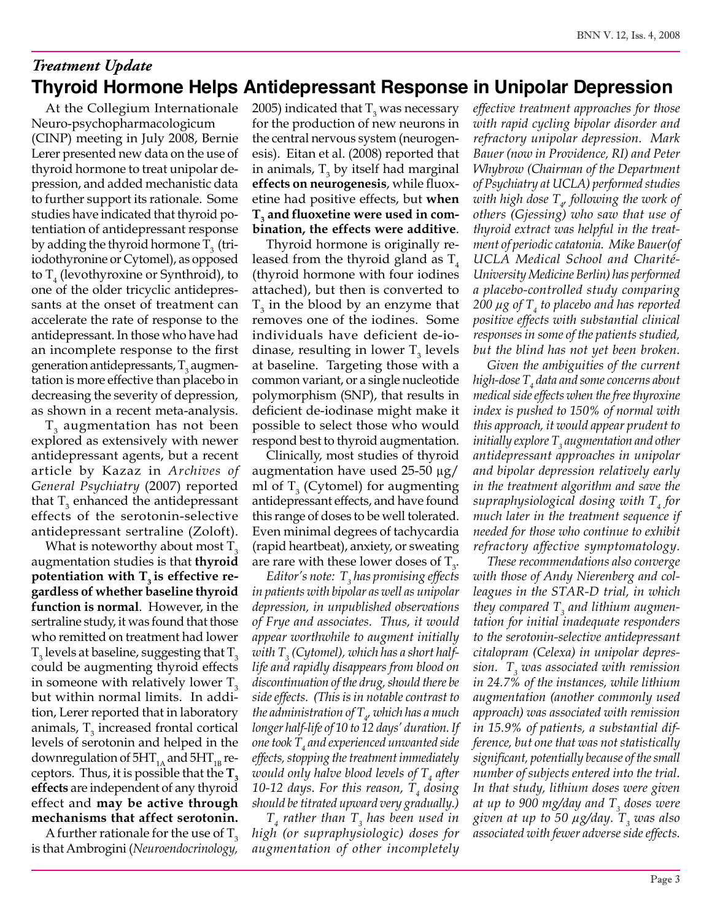## *Treatment Update*

# Thyroid Hormone Helps Antidepressant Response in Unipolar Depression

At the Collegium Internationale Neuro-psychopharmacologicum (CINP) meeting in July 2008, Bernie Lerer presented new data on the use of thyroid hormone to treat unipolar depression, and added mechanistic data to further support its rationale. Some studies have indicated that thyroid potentiation of antidepressant response by adding the thyroid hormone $T_3$ (triiodothyronine or Cytomel), as opposed to $T_4$ (levothyroxine or Synthroid), to one of the older tricyclic antidepressants at the onset of treatment can accelerate the rate of response to the antidepressant. In those who have had an incomplete response to the first generation antidepressants, $T_3$ augmentation is more effective than placebo in decreasing the severity of depression, as shown in a recent meta-analysis.

$T_3$ augmentation has not been explored as extensively with newer antidepressant agents, but a recent article by Kazaz in *Archives of General Psychiatry* (2007) reported that $T_3$ enhanced the antidepressant effects of the serotonin-selective antidepressant sertraline (Zoloft).

What is noteworthy about most $T_3$ augmentation studies is that **thyroid potentiation with $T_3$ is effective regardless of whether baseline thyroid function is normal**. However, in the sertraline study, it was found that those who remitted on treatment had lower $T_3$ levels at baseline, suggesting that $T_3$ could be augmenting thyroid effects in someone with relatively lower $T_3$ but within normal limits. In addition, Lerer reported that in laboratory animals, $T_3$ increased frontal cortical levels of serotonin and helped in the downregulation of $5HT_{1A}$ and $5HT_{1B}$ receptors. Thus, it is possible that the **$T_3$ effects** are independent of any thyroid effect and **may be active through mechanisms that affect serotonin.**

A further rationale for the use of $T_3$ is that Ambrogini (*Neuroendocrinology,* 2005) indicated that $T_3$ was necessary for the production of new neurons in the central nervous system (neurogenesis). Eitan et al. (2008) reported that in animals, $T_3$ by itself had marginal **effects on neurogenesis**, while fluoxetine had positive effects, but **when $T_3$ and fluoxetine were used in combination, the effects were additive**.

Thyroid hormone is originally released from the thyroid gland as $T_4$ (thyroid hormone with four iodines attached), but then is converted to $T_3$ in the blood by an enzyme that removes one of the iodines. Some individuals have deficient de-iodinase, resulting in lower $T_3$ levels at baseline. Targeting those with a common variant, or a single nucleotide polymorphism (SNP), that results in deficient de-iodinase might make it possible to select those who would respond best to thyroid augmentation.

Clinically, most studies of thyroid augmentation have used 25-50 µg/ml of $T_3$ (Cytomel) for augmenting antidepressant effects, and have found this range of doses to be well tolerated. Even minimal degrees of tachycardia (rapid heartbeat), anxiety, or sweating are rare with these lower doses of $T_3$.

*Editor's note: $T_3$ has promising effects in patients with bipolar as well as unipolar depression, in unpublished observations of Frye and associates. Thus, it would appear worthwhile to augment initially with $T_3$ (Cytomel), which has a short half-life and rapidly disappears from blood on discontinuation of the drug, should there be side effects. (This is in notable contrast to the administration of $T_4$, which has a much longer half-life of 10 to 12 days' duration. If one took $T_4$ and experienced unwanted side effects, stopping the treatment immediately would only halve blood levels of $T_4$ after 10-12 days. For this reason, $T_4$ dosing should be titrated upward very gradually.)*

*$T_4$ rather than $T_3$ has been used in high (or supraphysiologic) doses for augmentation of other incompletely effective treatment approaches for those with rapid cycling bipolar disorder and refractory unipolar depression. Mark Bauer (now in Providence, RI) and Peter Whybrow (Chairman of the Department of Psychiatry at UCLA) performed studies with high dose $T_4$, following the work of others (Gjessing) who saw that use of thyroid extract was helpful in the treatment of periodic catatonia. Mike Bauer(of UCLA Medical School and Charité-University Medicine Berlin) has performed a placebo-controlled study comparing 200 µg of $T_4$ to placebo and has reported positive effects with substantial clinical responses in some of the patients studied, but the blind has not yet been broken.*

*Given the ambiguities of the current high-dose $T_4$ data and some concerns about medical side effects when the free thyroxine index is pushed to 150% of normal with this approach, it would appear prudent to initially explore $T_3$ augmentation and other antidepressant approaches in unipolar and bipolar depression relatively early in the treatment algorithm and save the supraphysiological dosing with $T_4$ for much later in the treatment sequence if needed for those who continue to exhibit refractory affective symptomatology.*

*These recommendations also converge with those of Andy Nierenberg and colleagues in the STAR-D trial, in which they compared $T_3$ and lithium augmentation for initial inadequate responders to the serotonin-selective antidepressant citalopram (Celexa) in unipolar depression. $T_3$ was associated with remission in 24.7% of the instances, while lithium augmentation (another commonly used approach) was associated with remission in 15.9% of patients, a substantial difference, but one that was not statistically significant, potentially because of the small number of subjects entered into the trial. In that study, lithium doses were given at up to 900 mg/day and $T_3$ doses were given at up to 50 µg/day. $T_3$ was also associated with fewer adverse side effects.*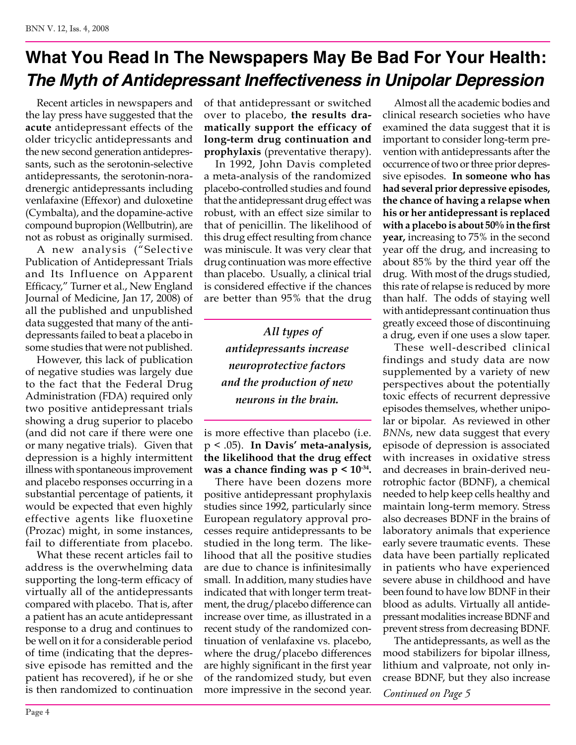# What You Read In The Newspapers May Be Bad For Your Health: *The Myth of Antidepressant Ineffectiveness in Unipolar Depression*

Recent articles in newspapers and the lay press have suggested that the **acute** antidepressant effects of the older tricyclic antidepressants and the new second generation antidepressants, such as the serotonin-selective antidepressants, the serotonin-noradrenergic antidepressants including venlafaxine (Effexor) and duloxetine (Cymbalta), and the dopamine-active compound bupropion (Wellbutrin), are not as robust as originally surmised.

A new analysis ("Selective Publication of Antidepressant Trials and Its Influence on Apparent Efficacy," Turner et al., New England Journal of Medicine, Jan 17, 2008) of all the published and unpublished data suggested that many of the antidepressants failed to beat a placebo in some studies that were not published.

However, this lack of publication of negative studies was largely due to the fact that the Federal Drug Administration (FDA) required only two positive antidepressant trials showing a drug superior to placebo (and did not care if there were one or many negative trials). Given that depression is a highly intermittent illness with spontaneous improvement and placebo responses occurring in a substantial percentage of patients, it would be expected that even highly effective agents like fluoxetine (Prozac) might, in some instances, fail to differentiate from placebo.

What these recent articles fail to address is the overwhelming data supporting the long-term efficacy of virtually all of the antidepressants compared with placebo. That is, after a patient has an acute antidepressant response to a drug and continues to be well on it for a considerable period of time (indicating that the depressive episode has remitted and the patient has recovered), if he or she is then randomized to continuation of that antidepressant or switched over to placebo, **the results dramatically support the efficacy of long-term drug continuation and prophylaxis** (preventative therapy).

In 1992, John Davis completed a meta-analysis of the randomized placebo-controlled studies and found that the antidepressant drug effect was robust, with an effect size similar to that of penicillin. The likelihood of this drug effect resulting from chance was miniscule. It was very clear that drug continuation was more effective than placebo. Usually, a clinical trial is considered effective if the chances are better than 95% that the drug is more effective than placebo (i.e. $p < .05$). **In Davis' meta-analysis, the likelihood that the drug effect was a chance finding was $p < 10^{-34}$.**

> *All types of antidepressants increase neuroprotective factors and the production of new neurons in the brain.*

There have been dozens more positive antidepressant prophylaxis studies since 1992, particularly since European regulatory approval processes require antidepressants to be studied in the long term. The likelihood that all the positive studies are due to chance is infinitesimally small. In addition, many studies have indicated that with longer term treatment, the drug/placebo difference can increase over time, as illustrated in a recent study of the randomized continuation of venlafaxine vs. placebo, where the drug/placebo differences are highly significant in the first year of the randomized study, but even more impressive in the second year.

Almost all the academic bodies and clinical research societies who have examined the data suggest that it is important to consider long-term prevention with antidepressants after the occurrence of two or three prior depressive episodes. **In someone who has had several prior depressive episodes, the chance of having a relapse when his or her antidepressant is replaced with a placebo is about 50% in the first year,** increasing to 75% in the second year off the drug, and increasing to about 85% by the third year off the drug. With most of the drugs studied, this rate of relapse is reduced by more than half. The odds of staying well with antidepressant continuation thus greatly exceed those of discontinuing a drug, even if one uses a slow taper.

These well-described clinical findings and study data are now supplemented by a variety of new perspectives about the potentially toxic effects of recurrent depressive episodes themselves, whether unipolar or bipolar. As reviewed in other *BNN*s, new data suggest that every episode of depression is associated with increases in oxidative stress and decreases in brain-derived neurotrophic factor (BDNF), a chemical needed to help keep cells healthy and maintain long-term memory. Stress also decreases BDNF in the brains of laboratory animals that experience early severe traumatic events. These data have been partially replicated in patients who have experienced severe abuse in childhood and have been found to have low BDNF in their blood as adults. Virtually all antidepressant modalities increase BDNF and prevent stress from decreasing BDNF.

The antidepressants, as well as the mood stabilizers for bipolar illness, lithium and valproate, not only increase BDNF, but they also increase

*Continued on Page 5*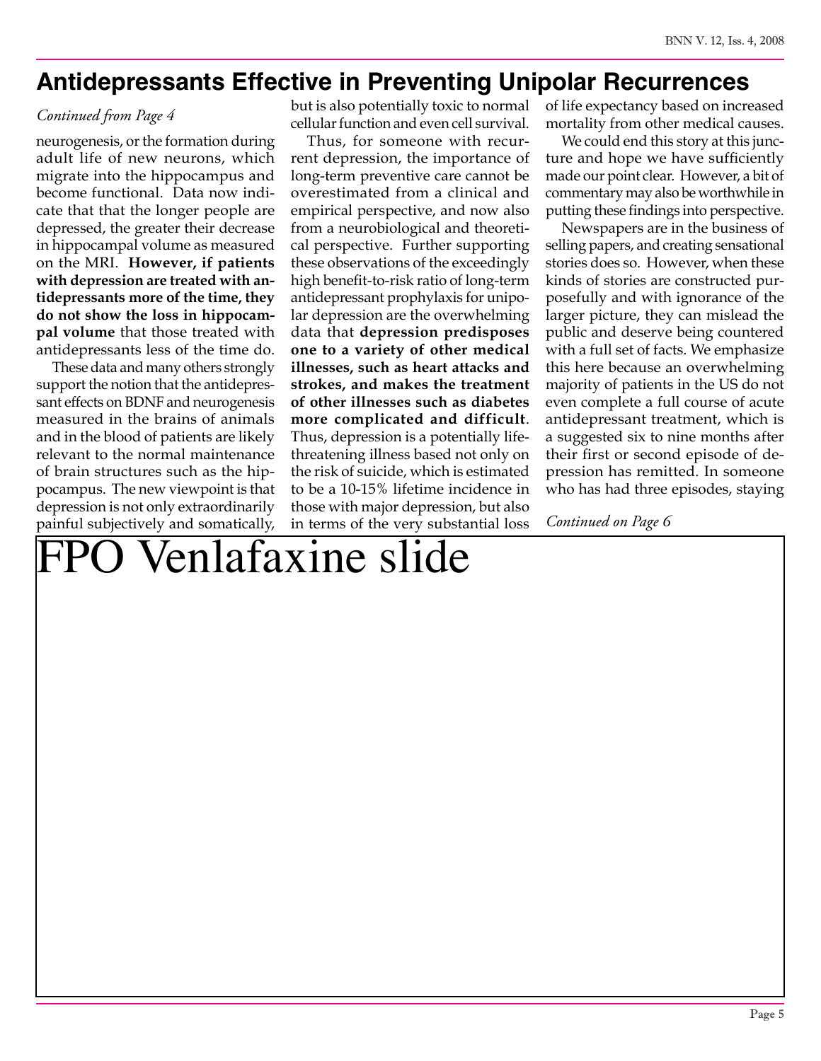## Antidepressants Effective in Preventing Unipolar Recurrences

*Continued from Page 4*

neurogenesis, or the formation during adult life of new neurons, which migrate into the hippocampus and become functional. Data now indicate that that the longer people are depressed, the greater their decrease in hippocampal volume as measured on the MRI. **However, if patients with depression are treated with antidepressants more of the time, they do not show the loss in hippocampal volume** that those treated with antidepressants less of the time do.

These data and many others strongly support the notion that the antidepressant effects on BDNF and neurogenesis measured in the brains of animals and in the blood of patients are likely relevant to the normal maintenance of brain structures such as the hippocampus. The new viewpoint is that depression is not only extraordinarily painful subjectively and somatically, but is also potentially toxic to normal cellular function and even cell survival.

Thus, for someone with recurrent depression, the importance of long-term preventive care cannot be overestimated from a clinical and empirical perspective, and now also from a neurobiological and theoretical perspective. Further supporting these observations of the exceedingly high benefit-to-risk ratio of long-term antidepressant prophylaxis for unipolar depression are the overwhelming data that **depression predisposes one to a variety of other medical illnesses, such as heart attacks and strokes, and makes the treatment of other illnesses such as diabetes more complicated and difficult**. Thus, depression is a potentially life-threatening illness based not only on the risk of suicide, which is estimated to be a 10-15% lifetime incidence in those with major depression, but also in terms of the very substantial loss of life expectancy based on increased mortality from other medical causes.

We could end this story at this juncture and hope we have sufficiently made our point clear. However, a bit of commentary may also be worthwhile in putting these findings into perspective.

Newspapers are in the business of selling papers, and creating sensational stories does so. However, when these kinds of stories are constructed purposefully and with ignorance of the larger picture, they can mislead the public and deserve being countered with a full set of facts. We emphasize this here because an overwhelming majority of patients in the US do not even complete a full course of acute antidepressant treatment, which is a suggested six to nine months after their first or second episode of depression has remitted. In someone who has had three episodes, staying

*Continued on Page 6*

FPO Venlafaxine slide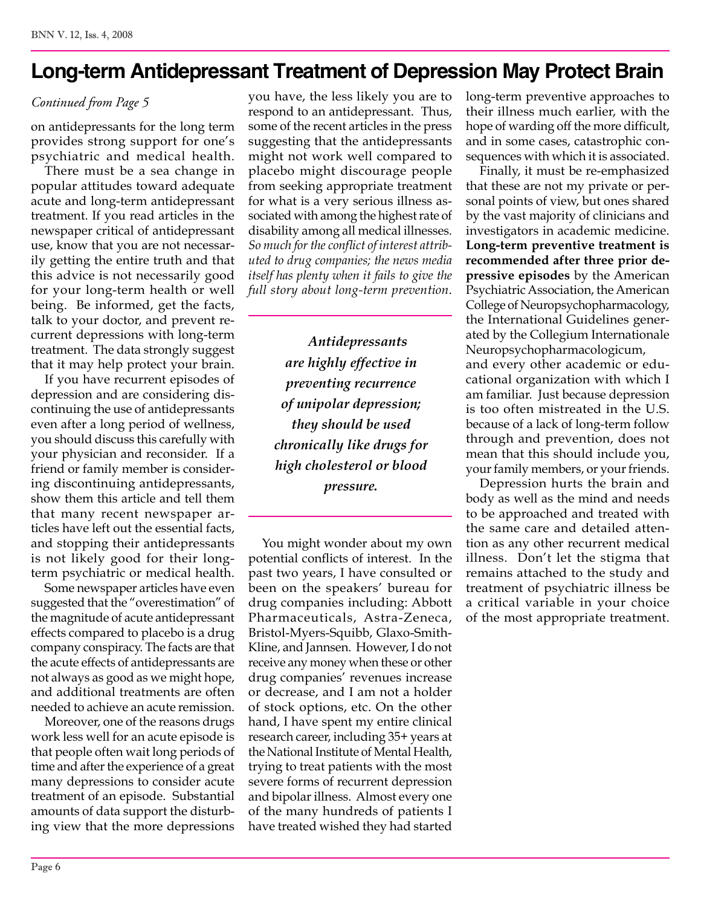# Long-term Antidepressant Treatment of Depression May Protect Brain

*Continued from Page 5*

on antidepressants for the long term provides strong support for one's psychiatric and medical health.

There must be a sea change in popular attitudes toward adequate acute and long-term antidepressant treatment. If you read articles in the newspaper critical of antidepressant use, know that you are not necessarily getting the entire truth and that this advice is not necessarily good for your long-term health or well being. Be informed, get the facts, talk to your doctor, and prevent recurrent depressions with long-term treatment. The data strongly suggest that it may help protect your brain.

If you have recurrent episodes of depression and are considering discontinuing the use of antidepressants even after a long period of wellness, you should discuss this carefully with your physician and reconsider. If a friend or family member is considering discontinuing antidepressants, show them this article and tell them that many recent newspaper articles have left out the essential facts, and stopping their antidepressants is not likely good for their long-term psychiatric or medical health.

Some newspaper articles have even suggested that the "overestimation" of the magnitude of acute antidepressant effects compared to placebo is a drug company conspiracy. The facts are that the acute effects of antidepressants are not always as good as we might hope, and additional treatments are often needed to achieve an acute remission.

Moreover, one of the reasons drugs work less well for an acute episode is that people often wait long periods of time and after the experience of a great many depressions to consider acute treatment of an episode. Substantial amounts of data support the disturbing view that the more depressions you have, the less likely you are to respond to an antidepressant. Thus, some of the recent articles in the press suggesting that the antidepressants might not work well compared to placebo might discourage people from seeking appropriate treatment for what is a very serious illness associated with among the highest rate of disability among all medical illnesses. *So much for the conflict of interest attributed to drug companies; the news media itself has plenty when it fails to give the full story about long-term prevention.*

> ***Antidepressants are highly effective in preventing recurrence of unipolar depression; they should be used chronically like drugs for high cholesterol or blood pressure.***

You might wonder about my own potential conflicts of interest. In the past two years, I have consulted or been on the speakers' bureau for drug companies including: Abbott Pharmaceuticals, Astra-Zeneca, Bristol-Myers-Squibb, Glaxo-Smith-Kline, and Jannsen. However, I do not receive any money when these or other drug companies' revenues increase or decrease, and I am not a holder of stock options, etc. On the other hand, I have spent my entire clinical research career, including 35+ years at the National Institute of Mental Health, trying to treat patients with the most severe forms of recurrent depression and bipolar illness. Almost every one of the many hundreds of patients I have treated wished they had started long-term preventive approaches to their illness much earlier, with the hope of warding off the more difficult, and in some cases, catastrophic consequences with which it is associated.

Finally, it must be re-emphasized that these are not my private or personal points of view, but ones shared by the vast majority of clinicians and investigators in academic medicine. **Long-term preventive treatment is recommended after three prior depressive episodes** by the American Psychiatric Association, the American College of Neuropsychopharmacology, the International Guidelines generated by the Collegium Internationale Neuropsychopharmacologicum, and every other academic or educational organization with which I am familiar. Just because depression is too often mistreated in the U.S. because of a lack of long-term follow through and prevention, does not mean that this should include you, your family members, or your friends.

Depression hurts the brain and body as well as the mind and needs to be approached and treated with the same care and detailed attention as any other recurrent medical illness. Don't let the stigma that remains attached to the study and treatment of psychiatric illness be a critical variable in your choice of the most appropriate treatment.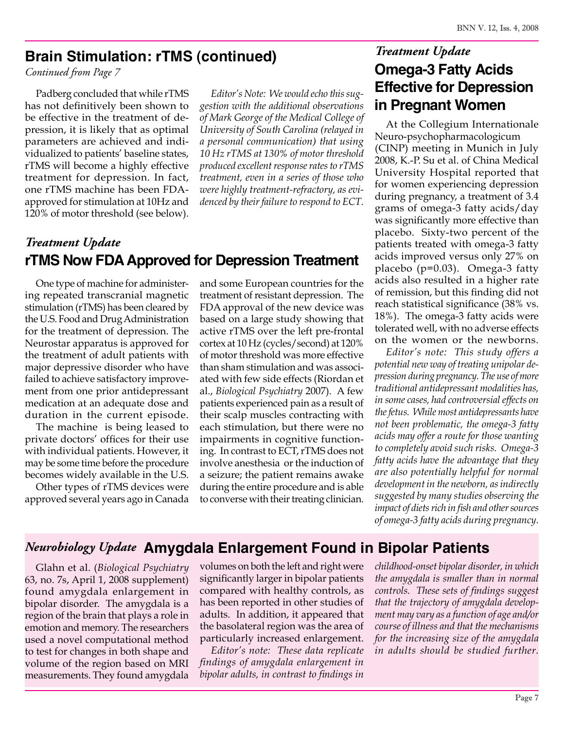## Brain Stimulation: rTMS (continued)

*Continued from Page 7*

Padberg concluded that while rTMS has not definitively been shown to be effective in the treatment of depression, it is likely that as optimal parameters are achieved and individualized to patients' baseline states, rTMS will become a highly effective treatment for depression. In fact, one rTMS machine has been FDA-approved for stimulation at 10Hz and 120% of motor threshold (see below).

*Editor's Note: We would echo this suggestion with the additional observations of Mark George of the Medical College of University of South Carolina (relayed in a personal communication) that using 10 Hz rTMS at 130% of motor threshold produced excellent response rates to rTMS treatment, even in a series of those who were highly treatment-refractory, as evidenced by their failure to respond to ECT.*

*Treatment Update*

## rTMS Now FDA Approved for Depression Treatment

One type of machine for administering repeated transcranial magnetic stimulation (rTMS) has been cleared by the U.S. Food and Drug Administration for the treatment of depression. The Neurostar apparatus is approved for the treatment of adult patients with major depressive disorder who have failed to achieve satisfactory improvement from one prior antidepressant medication at an adequate dose and duration in the current episode.

The machine is being leased to private doctors' offices for their use with individual patients. However, it may be some time before the procedure becomes widely available in the U.S.

Other types of rTMS devices were approved several years ago in Canada and some European countries for the treatment of resistant depression. The FDA approval of the new device was based on a large study showing that active rTMS over the left pre-frontal cortex at 10 Hz (cycles/second) at 120% of motor threshold was more effective than sham stimulation and was associated with few side effects (Riordan et al., *Biological Psychiatry* 2007). A few patients experienced pain as a result of their scalp muscles contracting with each stimulation, but there were no impairments in cognitive functioning. In contrast to ECT, rTMS does not involve anesthesia or the induction of a seizure; the patient remains awake during the entire procedure and is able to converse with their treating clinician.

*Treatment Update*

## Omega-3 Fatty Acids Effective for Depression in Pregnant Women

At the Collegium Internationale Neuro-psychopharmacologicum (CINP) meeting in Munich in July 2008, K.-P. Su et al. of China Medical University Hospital reported that for women experiencing depression during pregnancy, a treatment of 3.4 grams of omega-3 fatty acids/day was significantly more effective than placebo. Sixty-two percent of the patients treated with omega-3 fatty acids improved versus only 27% on placebo ($p=0.03$). Omega-3 fatty acids also resulted in a higher rate of remission, but this finding did not reach statistical significance (38% vs. 18%). The omega-3 fatty acids were tolerated well, with no adverse effects on the women or the newborns.

*Editor's note: This study offers a potential new way of treating unipolar depression during pregnancy. The use of more traditional antidepressant modalities has, in some cases, had controversial effects on the fetus. While most antidepressants have not been problematic, the omega-3 fatty acids may offer a route for those wanting to completely avoid such risks. Omega-3 fatty acids have the advantage that they are also potentially helpful for normal development in the newborn, as indirectly suggested by many studies observing the impact of diets rich in fish and other sources of omega-3 fatty acids during pregnancy.*

*Neurobiology Update*

## Amygdala Enlargement Found in Bipolar Patients

Glahn et al. (*Biological Psychiatry* 63, no. 7s, April 1, 2008 supplement) found amygdala enlargement in bipolar disorder. The amygdala is a region of the brain that plays a role in emotion and memory. The researchers used a novel computational method to test for changes in both shape and volume of the region based on MRI measurements. They found amygdala volumes on both the left and right were significantly larger in bipolar patients compared with healthy controls, as has been reported in other studies of adults. In addition, it appeared that the basolateral region was the area of particularly increased enlargement.

*Editor's note: These data replicate findings of amygdala enlargement in bipolar adults, in contrast to findings in childhood-onset bipolar disorder, in which the amygdala is smaller than in normal controls. These sets of findings suggest that the trajectory of amygdala development may vary as a function of age and/or course of illness and that the mechanisms for the increasing size of the amygdala in adults should be studied further.*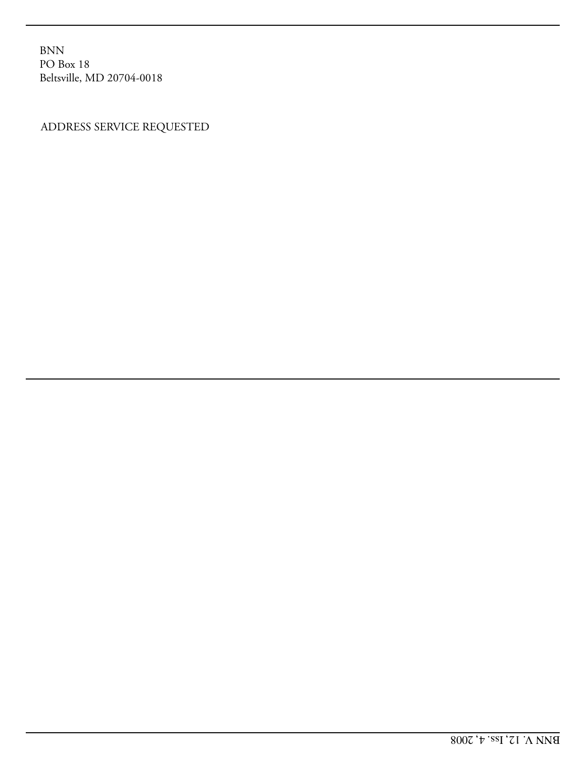BNN
PO Box 18
Beltsville, MD 20704-0018

ADDRESS SERVICE REQUESTED